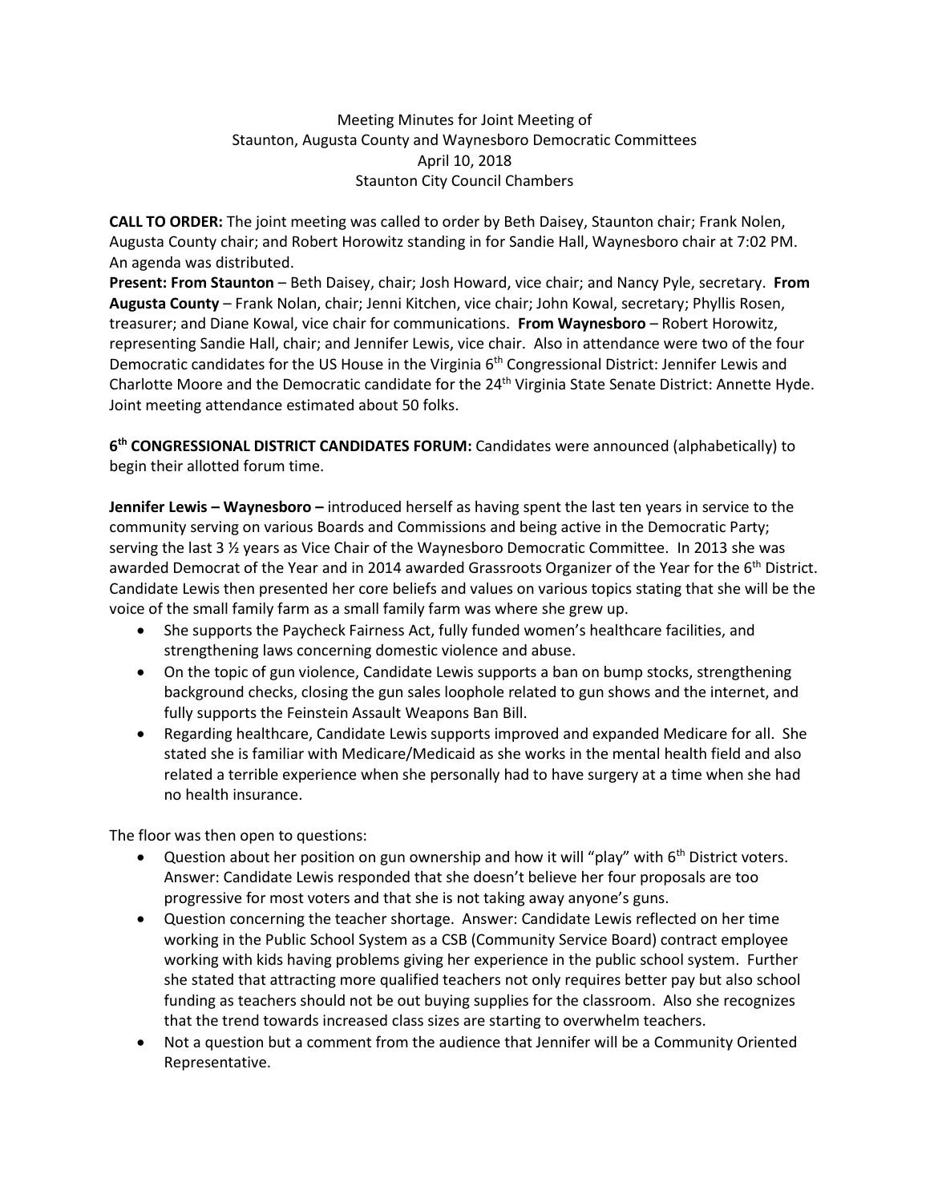Meeting Minutes for Joint Meeting of
Staunton, Augusta County and Waynesboro Democratic Committees
April 10, 2018
Staunton City Council Chambers

**CALL TO ORDER:** The joint meeting was called to order by Beth Daisey, Staunton chair; Frank Nolen, Augusta County chair; and Robert Horowitz standing in for Sandie Hall, Waynesboro chair at 7:02 PM. An agenda was distributed.

**Present: From Staunton** – Beth Daisey, chair; Josh Howard, vice chair; and Nancy Pyle, secretary. **From Augusta County** – Frank Nolan, chair; Jenni Kitchen, vice chair; John Kowal, secretary; Phyllis Rosen, treasurer; and Diane Kowal, vice chair for communications. **From Waynesboro** – Robert Horowitz, representing Sandie Hall, chair; and Jennifer Lewis, vice chair. Also in attendance were two of the four Democratic candidates for the US House in the Virginia 6th Congressional District: Jennifer Lewis and Charlotte Moore and the Democratic candidate for the 24th Virginia State Senate District: Annette Hyde. Joint meeting attendance estimated about 50 folks.

**6th CONGRESSIONAL DISTRICT CANDIDATES FORUM:** Candidates were announced (alphabetically) to begin their allotted forum time.

**Jennifer Lewis – Waynesboro –** introduced herself as having spent the last ten years in service to the community serving on various Boards and Commissions and being active in the Democratic Party; serving the last 3 ½ years as Vice Chair of the Waynesboro Democratic Committee. In 2013 she was awarded Democrat of the Year and in 2014 awarded Grassroots Organizer of the Year for the 6th District. Candidate Lewis then presented her core beliefs and values on various topics stating that she will be the voice of the small family farm as a small family farm was where she grew up.

- She supports the Paycheck Fairness Act, fully funded women's healthcare facilities, and strengthening laws concerning domestic violence and abuse.
- On the topic of gun violence, Candidate Lewis supports a ban on bump stocks, strengthening background checks, closing the gun sales loophole related to gun shows and the internet, and fully supports the Feinstein Assault Weapons Ban Bill.
- Regarding healthcare, Candidate Lewis supports improved and expanded Medicare for all. She stated she is familiar with Medicare/Medicaid as she works in the mental health field and also related a terrible experience when she personally had to have surgery at a time when she had no health insurance.

The floor was then open to questions:

- Question about her position on gun ownership and how it will "play" with 6th District voters. Answer: Candidate Lewis responded that she doesn't believe her four proposals are too progressive for most voters and that she is not taking away anyone's guns.
- Question concerning the teacher shortage. Answer: Candidate Lewis reflected on her time working in the Public School System as a CSB (Community Service Board) contract employee working with kids having problems giving her experience in the public school system. Further she stated that attracting more qualified teachers not only requires better pay but also school funding as teachers should not be out buying supplies for the classroom. Also she recognizes that the trend towards increased class sizes are starting to overwhelm teachers.
- Not a question but a comment from the audience that Jennifer will be a Community Oriented Representative.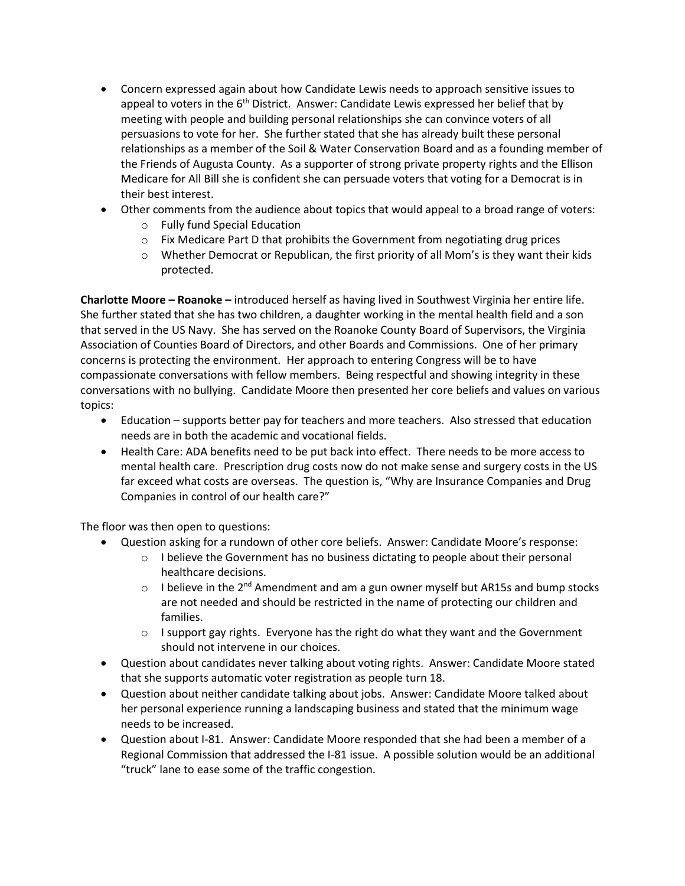- Concern expressed again about how Candidate Lewis needs to approach sensitive issues to appeal to voters in the 6th District. Answer: Candidate Lewis expressed her belief that by meeting with people and building personal relationships she can convince voters of all persuasions to vote for her. She further stated that she has already built these personal relationships as a member of the Soil & Water Conservation Board and as a founding member of the Friends of Augusta County. As a supporter of strong private property rights and the Ellison Medicare for All Bill she is confident she can persuade voters that voting for a Democrat is in their best interest.
- Other comments from the audience about topics that would appeal to a broad range of voters:
  - Fully fund Special Education
  - Fix Medicare Part D that prohibits the Government from negotiating drug prices
  - Whether Democrat or Republican, the first priority of all Mom's is they want their kids protected.

**Charlotte Moore – Roanoke –** introduced herself as having lived in Southwest Virginia her entire life. She further stated that she has two children, a daughter working in the mental health field and a son that served in the US Navy. She has served on the Roanoke County Board of Supervisors, the Virginia Association of Counties Board of Directors, and other Boards and Commissions. One of her primary concerns is protecting the environment. Her approach to entering Congress will be to have compassionate conversations with fellow members. Being respectful and showing integrity in these conversations with no bullying. Candidate Moore then presented her core beliefs and values on various topics:

- Education – supports better pay for teachers and more teachers. Also stressed that education needs are in both the academic and vocational fields.
- Health Care: ADA benefits need to be put back into effect. There needs to be more access to mental health care. Prescription drug costs now do not make sense and surgery costs in the US far exceed what costs are overseas. The question is, "Why are Insurance Companies and Drug Companies in control of our health care?"

The floor was then open to questions:

- Question asking for a rundown of other core beliefs. Answer: Candidate Moore's response:
  - I believe the Government has no business dictating to people about their personal healthcare decisions.
  - I believe in the 2nd Amendment and am a gun owner myself but AR15s and bump stocks are not needed and should be restricted in the name of protecting our children and families.
  - I support gay rights. Everyone has the right do what they want and the Government should not intervene in our choices.
- Question about candidates never talking about voting rights. Answer: Candidate Moore stated that she supports automatic voter registration as people turn 18.
- Question about neither candidate talking about jobs. Answer: Candidate Moore talked about her personal experience running a landscaping business and stated that the minimum wage needs to be increased.
- Question about I-81. Answer: Candidate Moore responded that she had been a member of a Regional Commission that addressed the I-81 issue. A possible solution would be an additional "truck" lane to ease some of the traffic congestion.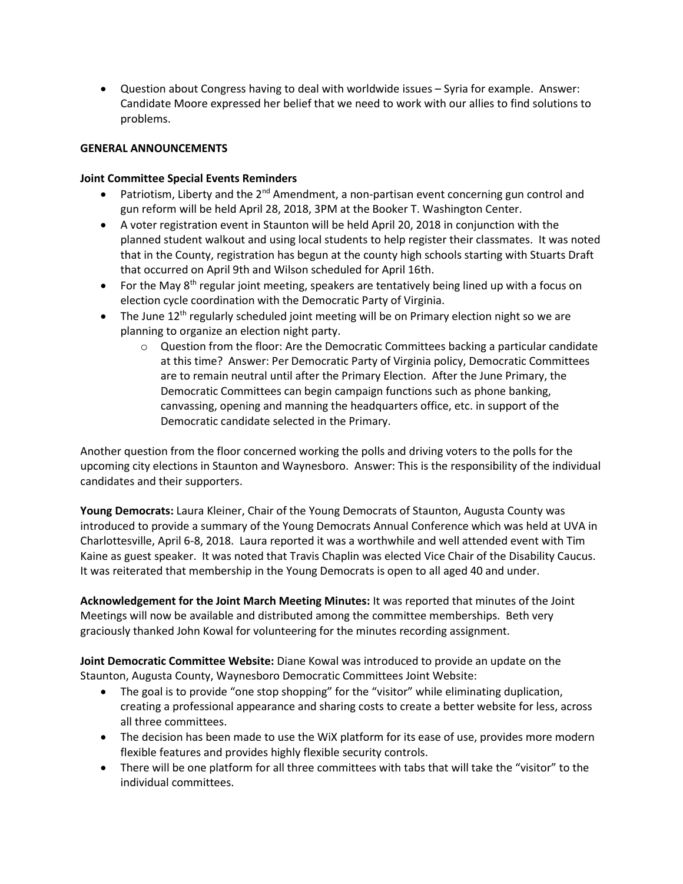- Question about Congress having to deal with worldwide issues – Syria for example. Answer: Candidate Moore expressed her belief that we need to work with our allies to find solutions to problems.

**GENERAL ANNOUNCEMENTS**

**Joint Committee Special Events Reminders**

- Patriotism, Liberty and the 2nd Amendment, a non-partisan event concerning gun control and gun reform will be held April 28, 2018, 3PM at the Booker T. Washington Center.
- A voter registration event in Staunton will be held April 20, 2018 in conjunction with the planned student walkout and using local students to help register their classmates. It was noted that in the County, registration has begun at the county high schools starting with Stuarts Draft that occurred on April 9th and Wilson scheduled for April 16th.
- For the May 8th regular joint meeting, speakers are tentatively being lined up with a focus on election cycle coordination with the Democratic Party of Virginia.
- The June 12th regularly scheduled joint meeting will be on Primary election night so we are planning to organize an election night party.
  - Question from the floor: Are the Democratic Committees backing a particular candidate at this time? Answer: Per Democratic Party of Virginia policy, Democratic Committees are to remain neutral until after the Primary Election. After the June Primary, the Democratic Committees can begin campaign functions such as phone banking, canvassing, opening and manning the headquarters office, etc. in support of the Democratic candidate selected in the Primary.

Another question from the floor concerned working the polls and driving voters to the polls for the upcoming city elections in Staunton and Waynesboro. Answer: This is the responsibility of the individual candidates and their supporters.

**Young Democrats:** Laura Kleiner, Chair of the Young Democrats of Staunton, Augusta County was introduced to provide a summary of the Young Democrats Annual Conference which was held at UVA in Charlottesville, April 6-8, 2018. Laura reported it was a worthwhile and well attended event with Tim Kaine as guest speaker. It was noted that Travis Chaplin was elected Vice Chair of the Disability Caucus. It was reiterated that membership in the Young Democrats is open to all aged 40 and under.

**Acknowledgement for the Joint March Meeting Minutes:** It was reported that minutes of the Joint Meetings will now be available and distributed among the committee memberships. Beth very graciously thanked John Kowal for volunteering for the minutes recording assignment.

**Joint Democratic Committee Website:** Diane Kowal was introduced to provide an update on the Staunton, Augusta County, Waynesboro Democratic Committees Joint Website:

- The goal is to provide "one stop shopping" for the "visitor" while eliminating duplication, creating a professional appearance and sharing costs to create a better website for less, across all three committees.
- The decision has been made to use the WiX platform for its ease of use, provides more modern flexible features and provides highly flexible security controls.
- There will be one platform for all three committees with tabs that will take the "visitor" to the individual committees.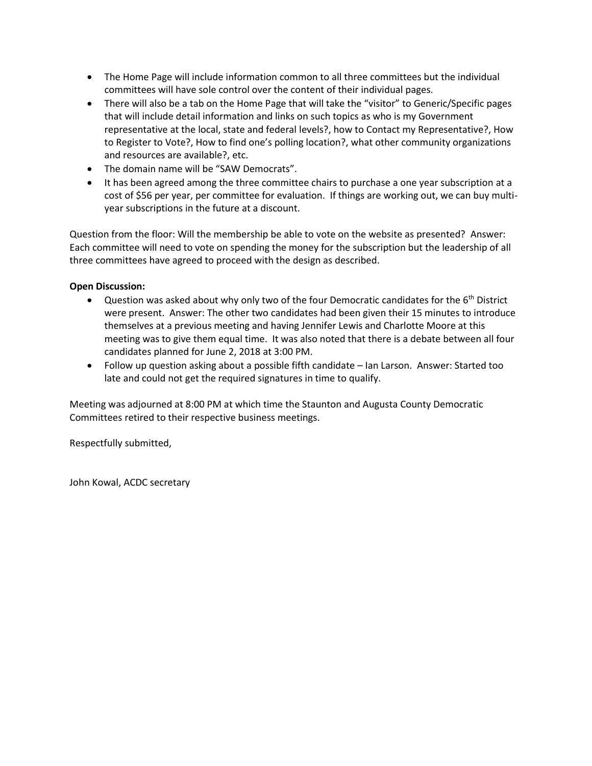- The Home Page will include information common to all three committees but the individual committees will have sole control over the content of their individual pages.
- There will also be a tab on the Home Page that will take the "visitor" to Generic/Specific pages that will include detail information and links on such topics as who is my Government representative at the local, state and federal levels?, how to Contact my Representative?, How to Register to Vote?, How to find one's polling location?, what other community organizations and resources are available?, etc.
- The domain name will be "SAW Democrats".
- It has been agreed among the three committee chairs to purchase a one year subscription at a cost of $56 per year, per committee for evaluation. If things are working out, we can buy multi-year subscriptions in the future at a discount.

Question from the floor: Will the membership be able to vote on the website as presented? Answer: Each committee will need to vote on spending the money for the subscription but the leadership of all three committees have agreed to proceed with the design as described.

**Open Discussion:**

- Question was asked about why only two of the four Democratic candidates for the 6th District were present. Answer: The other two candidates had been given their 15 minutes to introduce themselves at a previous meeting and having Jennifer Lewis and Charlotte Moore at this meeting was to give them equal time. It was also noted that there is a debate between all four candidates planned for June 2, 2018 at 3:00 PM.
- Follow up question asking about a possible fifth candidate – Ian Larson. Answer: Started too late and could not get the required signatures in time to qualify.

Meeting was adjourned at 8:00 PM at which time the Staunton and Augusta County Democratic Committees retired to their respective business meetings.

Respectfully submitted,

John Kowal, ACDC secretary